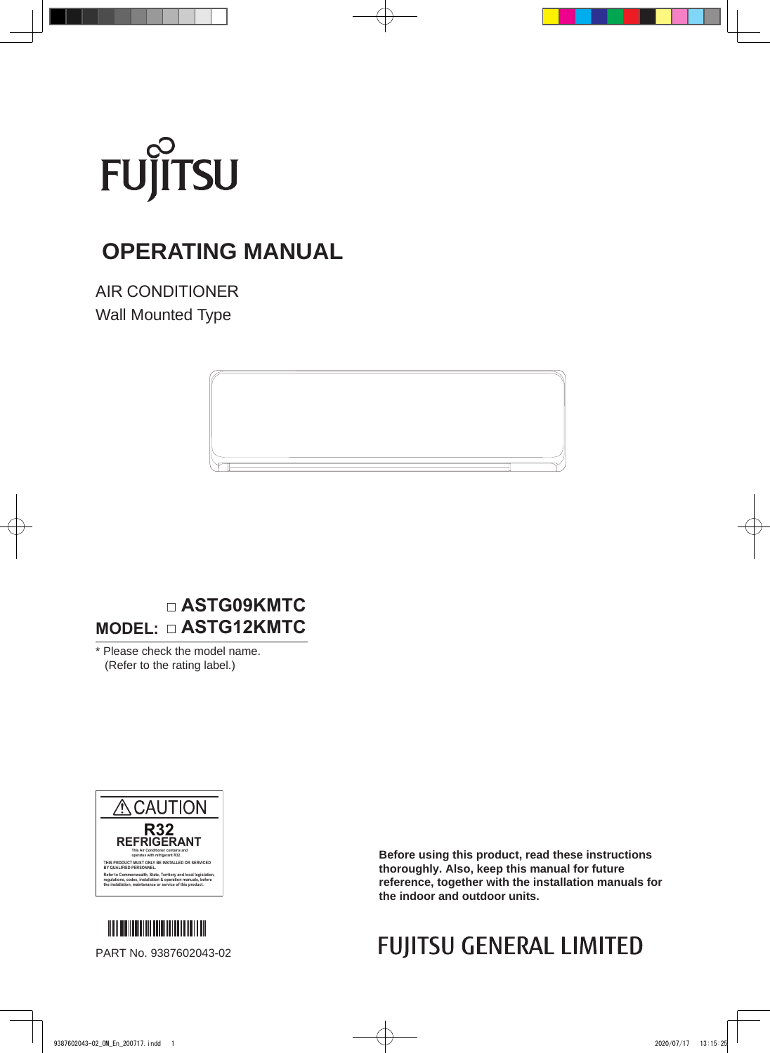FUJITSU

# OPERATING MANUAL

AIR CONDITIONER
Wall Mounted Type

MODEL: □ **ASTG09KMTC**
□ **ASTG12KMTC**

\* Please check the model name.
(Refer to the rating label.)

⚠ CAUTION

**R32**
**REFRIGERANT**

This Air Conditioner contains and operates with refrigerant R32.

THIS PRODUCT MUST ONLY BE INSTALLED OR SERVICED BY QUALIFIED PERSONNEL.

Refer to Commonwealth, State, Territory and local legislation, regulations, codes, installation & operation manuals, before the installation, maintenance or service of this product.

PART No. 9387602043-02

**Before using this product, read these instructions thoroughly. Also, keep this manual for future reference, together with the installation manuals for the indoor and outdoor units.**

FUJITSU GENERAL LIMITED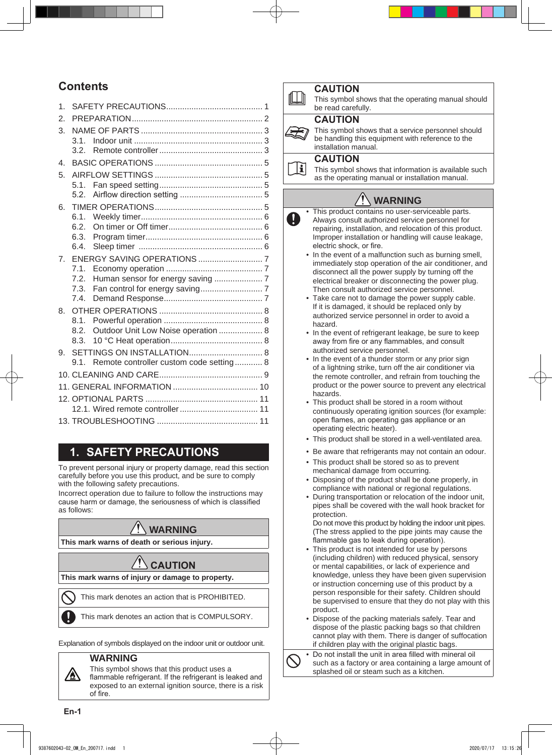## Contents

1. SAFETY PRECAUTIONS .......................................... 1
2. PREPARATION ........................................................ 2
3. NAME OF PARTS ..................................................... 3
   - 3.1. Indoor unit ....................................................... 3
   - 3.2. Remote controller ............................................ 3
4. BASIC OPERATIONS ............................................... 5
5. AIRFLOW SETTINGS ............................................... 5
   - 5.1. Fan speed setting ............................................ 5
   - 5.2. Airflow direction setting .................................... 5
6. TIMER OPERATIONS ............................................... 5
   - 6.1. Weekly timer .................................................... 6
   - 6.2. On timer or Off timer ......................................... 6
   - 6.3. Program timer .................................................. 6
   - 6.4. Sleep timer ....................................................... 6
7. ENERGY SAVING OPERATIONS ............................ 7
   - 7.1. Economy operation .......................................... 7
   - 7.2. Human sensor for energy saving ..................... 7
   - 7.3. Fan control for energy saving........................... 7
   - 7.4. Demand Response ........................................... 7
8. OTHER OPERATIONS ............................................. 8
   - 8.1. Powerful operation ........................................... 8
   - 8.2. Outdoor Unit Low Noise operation ................... 8
   - 8.3. 10 °C Heat operation ........................................ 8
9. SETTINGS ON INSTALLATION ................................ 8
   - 9.1. Remote controller custom code setting ............ 8
10. CLEANING AND CARE ............................................ 9
11. GENERAL INFORMATION ..................................... 10
12. OPTIONAL PARTS ................................................. 11
    - 12.1. Wired remote controller .................................. 11
13. TROUBLESHOOTING ............................................ 11

## 1. SAFETY PRECAUTIONS

To prevent personal injury or property damage, read this section carefully before you use this product, and be sure to comply with the following safety precautions.

Incorrect operation due to failure to follow the instructions may cause harm or damage, the seriousness of which is classified as follows:

**⚠ WARNING**
**This mark warns of death or serious injury.**

**⚠ CAUTION**
**This mark warns of injury or damage to property.**

| | |
|---|---|
| ⃠ | This mark denotes an action that is PROHIBITED. |
| ❗ | This mark denotes an action that is COMPULSORY. |

Explanation of symbols displayed on the indoor unit or outdoor unit.

| | |
|---|---|
| | **WARNING**<br>This symbol shows that this product uses a flammable refrigerant. If the refrigerant is leaked and exposed to an external ignition source, there is a risk of fire. |
| | **CAUTION**<br>This symbol shows that the operating manual should be read carefully. |
| | **CAUTION**<br>This symbol shows that a service personnel should be handling this equipment with reference to the installation manual. |
| | **CAUTION**<br>This symbol shows that information is available such as the operating manual or installation manual. |

**⚠ WARNING**

❗
- This product contains no user-serviceable parts. Always consult authorized service personnel for repairing, installation, and relocation of this product. Improper installation or handling will cause leakage, electric shock, or fire.
- In the event of a malfunction such as burning smell, immediately stop operation of the air conditioner, and disconnect all the power supply by turning off the electrical breaker or disconnecting the power plug. Then consult authorized service personnel.
- Take care not to damage the power supply cable. If it is damaged, it should be replaced only by authorized service personnel in order to avoid a hazard.
- In the event of refrigerant leakage, be sure to keep away from fire or any flammables, and consult authorized service personnel.
- In the event of a thunder storm or any prior sign of a lightning strike, turn off the air conditioner via the remote controller, and refrain from touching the product or the power source to prevent any electrical hazards.
- This product shall be stored in a room without continuously operating ignition sources (for example: open flames, an operating gas appliance or an operating electric heater).
- This product shall be stored in a well-ventilated area.
- Be aware that refrigerants may not contain an odour.
- This product shall be stored so as to prevent mechanical damage from occurring.
- Disposing of the product shall be done properly, in compliance with national or regional regulations.
- During transportation or relocation of the indoor unit, pipes shall be covered with the wall hook bracket for protection.
  Do not move this product by holding the indoor unit pipes. (The stress applied to the pipe joints may cause the flammable gas to leak during operation).
- This product is not intended for use by persons (including children) with reduced physical, sensory or mental capabilities, or lack of experience and knowledge, unless they have been given supervision or instruction concerning use of this product by a person responsible for their safety. Children should be supervised to ensure that they do not play with this product.
- Dispose of the packing materials safely. Tear and dispose of the plastic packing bags so that children cannot play with them. There is danger of suffocation if children play with the original plastic bags.

⃠
- Do not install the unit in area filled with mineral oil such as a factory or area containing a large amount of splashed oil or steam such as a kitchen.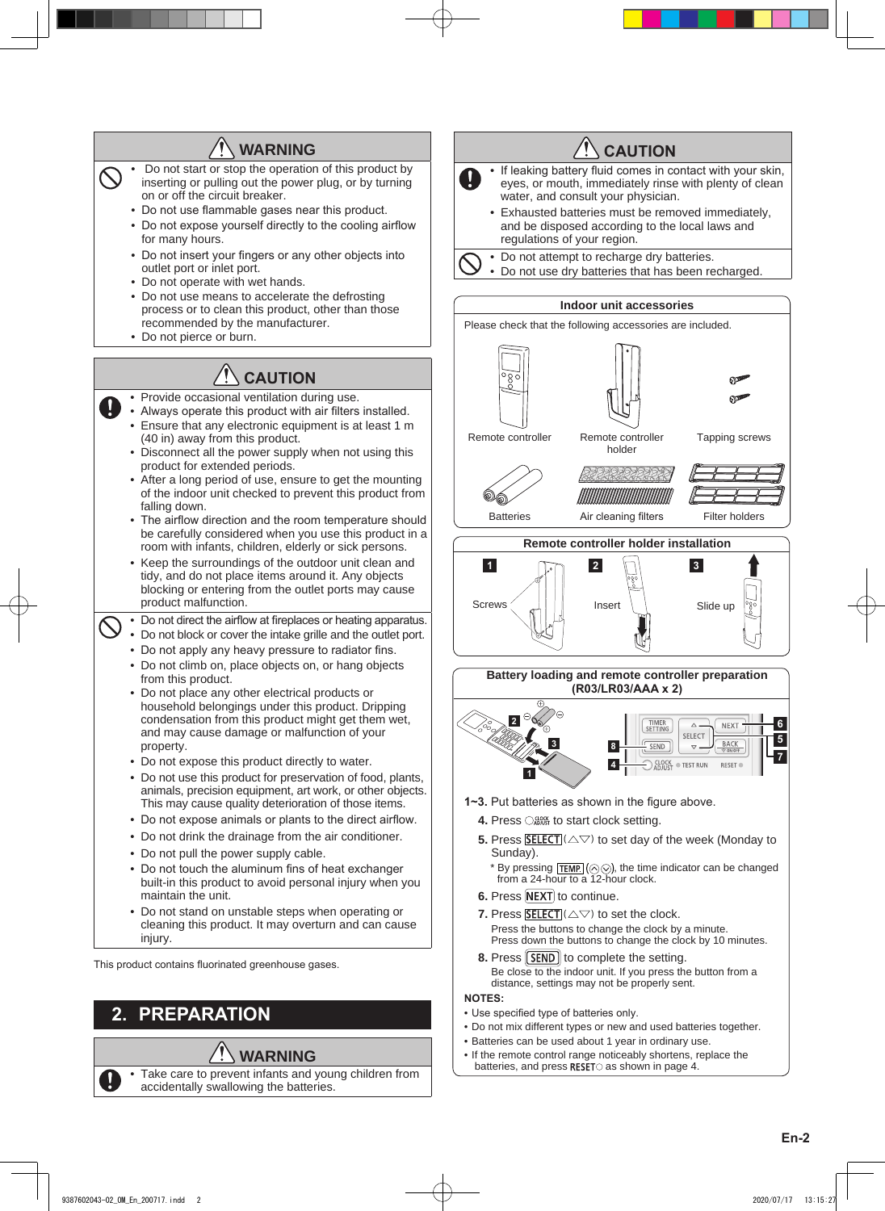## ⚠ WARNING

- Do not start or stop the operation of this product by inserting or pulling out the power plug, or by turning on or off the circuit breaker.
- Do not use flammable gases near this product.
- Do not expose yourself directly to the cooling airflow for many hours.
- Do not insert your fingers or any other objects into outlet port or inlet port.
- Do not operate with wet hands.
- Do not use means to accelerate the defrosting process or to clean this product, other than those recommended by the manufacturer.
- Do not pierce or burn.

## ⚠ CAUTION

- Provide occasional ventilation during use.
- Always operate this product with air filters installed.
- Ensure that any electronic equipment is at least 1 m (40 in) away from this product.
- Disconnect all the power supply when not using this product for extended periods.
- After a long period of use, ensure to get the mounting of the indoor unit checked to prevent this product from falling down.
- The airflow direction and the room temperature should be carefully considered when you use this product in a room with infants, children, elderly or sick persons.
- Keep the surroundings of the outdoor unit clean and tidy, and do not place items around it. Any objects blocking or entering from the outlet ports may cause product malfunction.

- Do not direct the airflow at fireplaces or heating apparatus.
- Do not block or cover the intake grille and the outlet port.
- Do not apply any heavy pressure to radiator fins.
- Do not climb on, place objects on, or hang objects from this product.
- Do not place any other electrical products or household belongings under this product. Dripping condensation from this product might get them wet, and may cause damage or malfunction of your property.
- Do not expose this product directly to water.
- Do not use this product for preservation of food, plants, animals, precision equipment, art work, or other objects. This may cause quality deterioration of those items.
- Do not expose animals or plants to the direct airflow.
- Do not drink the drainage from the air conditioner.
- Do not pull the power supply cable.
- Do not touch the aluminum fins of heat exchanger built-in this product to avoid personal injury when you maintain the unit.
- Do not stand on unstable steps when operating or cleaning this product. It may overturn and can cause injury.

This product contains fluorinated greenhouse gases.

# 2. PREPARATION

## ⚠ WARNING

- Take care to prevent infants and young children from accidentally swallowing the batteries.

## ⚠ CAUTION

- If leaking battery fluid comes in contact with your skin, eyes, or mouth, immediately rinse with plenty of clean water, and consult your physician.
- Exhausted batteries must be removed immediately, and be disposed according to the local laws and regulations of your region.

- Do not attempt to recharge dry batteries.
- Do not use dry batteries that has been recharged.

### Indoor unit accessories

Please check that the following accessories are included.

Remote controller | Remote controller holder | Tapping screws

Batteries | Air cleaning filters | Filter holders

### Remote controller holder installation

1 Screws | 2 Insert | 3 Slide up

### Battery loading and remote controller preparation (R03/LR03/AAA x 2)

**1~3.** Put batteries as shown in the figure above.

**4.** Press ○CLOCK ADJUST to start clock setting.

**5.** Press SELECT (△▽) to set day of the week (Monday to Sunday).

\* By pressing TEMP (⌃⌄), the time indicator can be changed from a 24-hour to a 12-hour clock.

**6.** Press NEXT to continue.

**7.** Press SELECT (△▽) to set the clock.
Press the buttons to change the clock by a minute.
Press down the buttons to change the clock by 10 minutes.

**8.** Press SEND to complete the setting.
Be close to the indoor unit. If you press the button from a distance, settings may not be properly sent.

**NOTES:**

- Use specified type of batteries only.
- Do not mix different types or new and used batteries together.
- Batteries can be used about 1 year in ordinary use.
- If the remote control range noticeably shortens, replace the batteries, and press RESET○ as shown in page 4.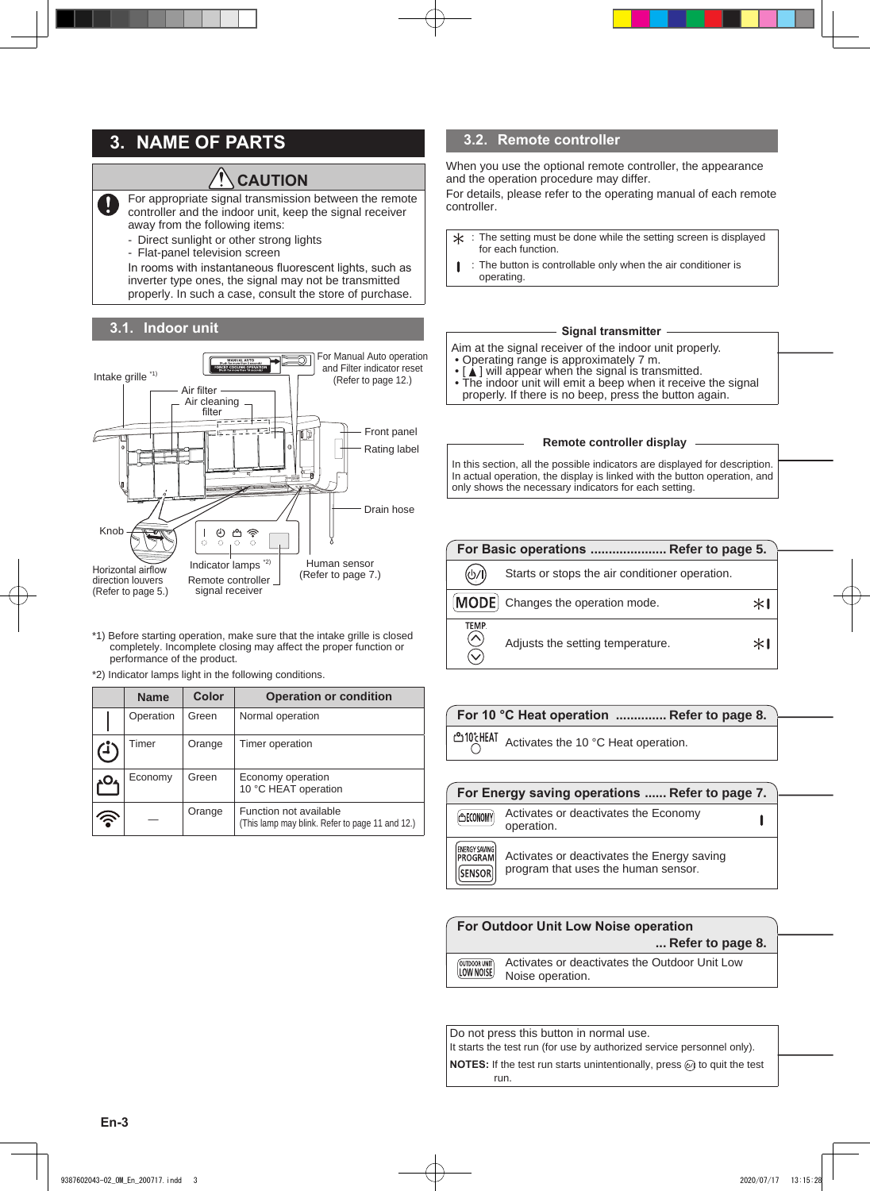# 3. NAME OF PARTS

**⚠ CAUTION**

For appropriate signal transmission between the remote controller and the indoor unit, keep the signal receiver away from the following items:

- Direct sunlight or other strong lights
- Flat-panel television screen

In rooms with instantaneous fluorescent lights, such as inverter type ones, the signal may not be transmitted properly. In such a case, consult the store of purchase.

## 3.1. Indoor unit

Intake grille [*1]
Air filter
Air cleaning filter
For Manual Auto operation and Filter indicator reset (Refer to page 12.)
Front panel
Rating label
Drain hose
Knob
Horizontal airflow direction louvers (Refer to page 5.)
Indicator lamps [*2]
Remote controller signal receiver
Human sensor (Refer to page 7.)

*1) Before starting operation, make sure that the intake grille is closed completely. Incomplete closing may affect the proper function or performance of the product.

*2) Indicator lamps light in the following conditions.

| | Name | Color | Operation or condition |
|---|---|---|---|
| | Operation | Green | Normal operation |
| | Timer | Orange | Timer operation |
| | Economy | Green | Economy operation<br>10 °C HEAT operation |
| | — | Orange | Function not available<br>(This lamp may blink. Refer to page 11 and 12.) |

## 3.2. Remote controller

When you use the optional remote controller, the appearance and the operation procedure may differ.

For details, please refer to the operating manual of each remote controller.

| | |
|---|---|
| * | The setting must be done while the setting screen is displayed for each function. |
| ❙ | The button is controllable only when the air conditioner is operating. |

**Signal transmitter**

Aim at the signal receiver of the indoor unit properly.

- Operating range is approximately 7 m.
- [ ▲ ] will appear when the signal is transmitted.
- The indoor unit will emit a beep when it receive the signal properly. If there is no beep, press the button again.

**Remote controller display**

In this section, all the possible indicators are displayed for description. In actual operation, the display is linked with the button operation, and only shows the necessary indicators for each setting.

**For Basic operations ..................... Refer to page 5.**

| Button | Function | |
|---|---|---|
| ⏻/I | Starts or stops the air conditioner operation. | |
| MODE | Changes the operation mode. | * ❙ |
| TEMP. ⌃ ⌄ | Adjusts the setting temperature. | * ❙ |

**For 10 °C Heat operation ............. Refer to page 8.**

| Button | Function |
|---|---|
| 10°C HEAT | Activates the 10 °C Heat operation. |

**For Energy saving operations ...... Refer to page 7.**

| Button | Function | |
|---|---|---|
| ECONOMY | Activates or deactivates the Economy operation. | ❙ |
| ENERGY SAVING PROGRAM SENSOR | Activates or deactivates the Energy saving program that uses the human sensor. | |

**For Outdoor Unit Low Noise operation ... Refer to page 8.**

| Button | Function |
|---|---|
| OUTDOOR UNIT LOW NOISE | Activates or deactivates the Outdoor Unit Low Noise operation. |

Do not press this button in normal use.

It starts the test run (for use by authorized service personnel only).

**NOTES:** If the test run starts unintentionally, press ⏻/I to quit the test run.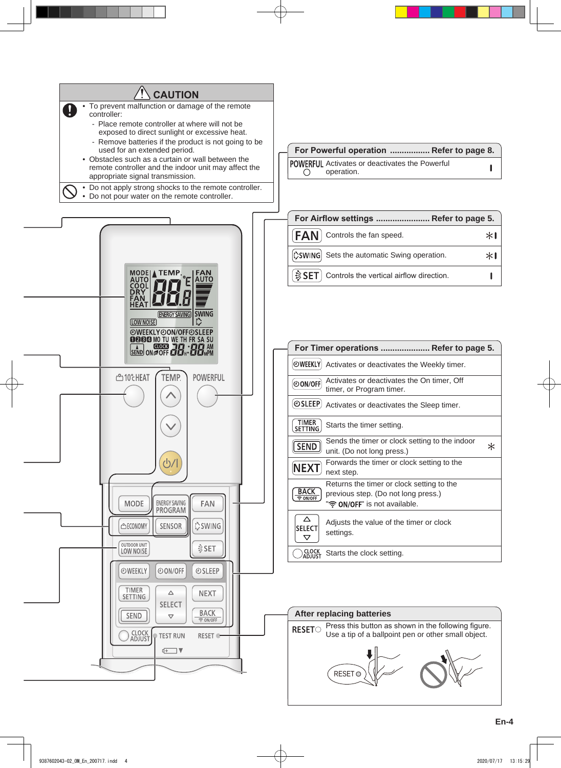## ⚠ CAUTION

- To prevent malfunction or damage of the remote controller:
  - Place remote controller at where will not be exposed to direct sunlight or excessive heat.
  - Remove batteries if the product is not going to be used for an extended period.
- Obstacles such as a curtain or wall between the remote controller and the indoor unit may affect the appropriate signal transmission.

- Do not apply strong shocks to the remote controller.
- Do not pour water on the remote controller.

## For Powerful operation ................ Refer to page 8.

| Button | Function | |
|---|---|---|
| POWERFUL | Activates or deactivates the Powerful operation. | I |

## For Airflow settings ...................... Refer to page 5.

| Button | Function | |
|---|---|---|
| FAN | Controls the fan speed. | ∗I |
| SWING | Sets the automatic Swing operation. | ∗I |
| SET | Controls the vertical airflow direction. | I |

## For Timer operations .................... Refer to page 5.

| Button | Function | |
|---|---|---|
| WEEKLY | Activates or deactivates the Weekly timer. | |
| ON/OFF | Activates or deactivates the On timer, Off timer, or Program timer. | |
| SLEEP | Activates or deactivates the Sleep timer. | |
| TIMER SETTING | Starts the timer setting. | |
| SEND | Sends the timer or clock setting to the indoor unit. (Do not long press.) | ∗ |
| NEXT | Forwards the timer or clock setting to the next step. | |
| BACK ON/OFF | Returns the timer or clock setting to the previous step. (Do not long press.) " ON/OFF" is not available. | |
| SELECT | Adjusts the value of the timer or clock settings. | |
| CLOCK ADJUST | Starts the clock setting. | |

## After replacing batteries

RESET: Press this button as shown in the following figure. Use a tip of a ballpoint pen or other small object.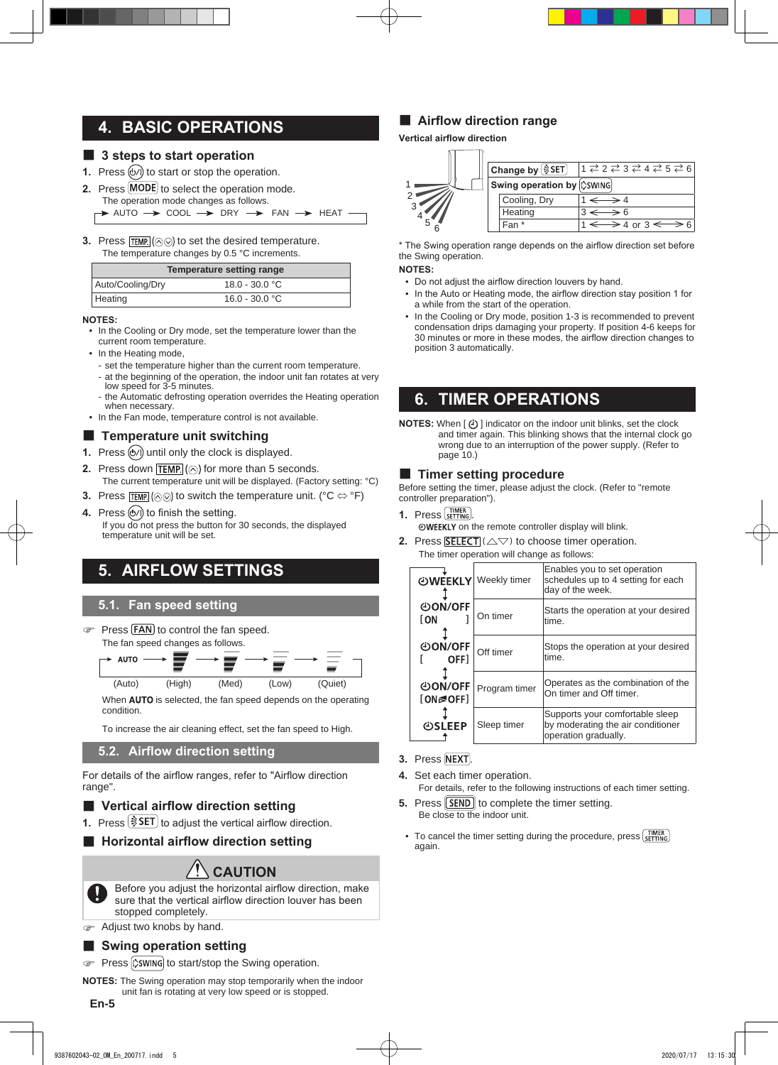# 4. BASIC OPERATIONS

## 3 steps to start operation

1. Press ⏻ to start or stop the operation.
2. Press MODE to select the operation mode.
   The operation mode changes as follows.
   → AUTO → COOL → DRY → FAN → HEAT
3. Press TEMP. (⌃⌄) to set the desired temperature.
   The temperature changes by 0.5 °C increments.

| Temperature setting range | |
|---|---|
| Auto/Cooling/Dry | 18.0 - 30.0 °C |
| Heating | 16.0 - 30.0 °C |

**NOTES:**
- In the Cooling or Dry mode, set the temperature lower than the current room temperature.
- In the Heating mode,
  - set the temperature higher than the current room temperature.
  - at the beginning of the operation, the indoor unit fan rotates at very low speed for 3-5 minutes.
  - the Automatic defrosting operation overrides the Heating operation when necessary.
- In the Fan mode, temperature control is not available.

## Temperature unit switching

1. Press ⏻ until only the clock is displayed.
2. Press down TEMP. (⌃) for more than 5 seconds.
   The current temperature unit will be displayed. (Factory setting: °C)
3. Press TEMP. (⌃⌄) to switch the temperature unit. (°C ⇔ °F)
4. Press ⏻ to finish the setting.
   If you do not press the button for 30 seconds, the displayed temperature unit will be set.

# 5. AIRFLOW SETTINGS

## 5.1. Fan speed setting

Press FAN to control the fan speed.
The fan speed changes as follows.

→ AUTO → (High) → (Med) → (Low) → (Quiet)

(Auto) (High) (Med) (Low) (Quiet)

When **AUTO** is selected, the fan speed depends on the operating condition.

To increase the air cleaning effect, set the fan speed to High.

## 5.2. Airflow direction setting

For details of the airflow ranges, refer to "Airflow direction range".

## Vertical airflow direction setting

1. Press SET to adjust the vertical airflow direction.

## Horizontal airflow direction setting

**⚠ CAUTION**

Before you adjust the horizontal airflow direction, make sure that the vertical airflow direction louver has been stopped completely.

Adjust two knobs by hand.

## Swing operation setting

Press SWING to start/stop the Swing operation.

**NOTES:** The Swing operation may stop temporarily when the indoor unit fan is rotating at very low speed or is stopped.

## Airflow direction range

**Vertical airflow direction**

| Change by SET | 1 ⇄ 2 ⇄ 3 ⇄ 4 ⇄ 5 ⇄ 6 |
|---|---|
| Swing operation by SWING | |
| Cooling, Dry | 1 ⟷ 4 |
| Heating | 3 ⟷ 6 |
| Fan * | 1 ⟷ 4 or 3 ⟷ 6 |

\* The Swing operation range depends on the airflow direction set before the Swing operation.

**NOTES:**
- Do not adjust the airflow direction louvers by hand.
- In the Auto or Heating mode, the airflow direction stay position 1 for a while from the start of the operation.
- In the Cooling or Dry mode, position 1-3 is recommended to prevent condensation drips damaging your property. If position 4-6 keeps for 30 minutes or more in these modes, the airflow direction changes to position 3 automatically.

# 6. TIMER OPERATIONS

**NOTES:** When [ ⏲ ] indicator on the indoor unit blinks, set the clock and timer again. This blinking shows that the internal clock go wrong due to an interruption of the power supply. (Refer to page 10.)

## Timer setting procedure

Before setting the timer, please adjust the clock. (Refer to "remote controller preparation").

1. Press TIMER SETTING.
   WEEKLY on the remote controller display will blink.
2. Press SELECT (△▽) to choose timer operation.
   The timer operation will change as follows:

| Display | Timer | Description |
|---|---|---|
| WEEKLY | Weekly timer | Enables you to set operation schedules up to 4 setting for each day of the week. |
| ON/OFF [ON ] | On timer | Starts the operation at your desired time. |
| ON/OFF [ OFF] | Off timer | Stops the operation at your desired time. |
| ON/OFF [ON⇄OFF] | Program timer | Operates as the combination of the On timer and Off timer. |
| SLEEP | Sleep timer | Supports your comfortable sleep by moderating the air conditioner operation gradually. |

3. Press NEXT.
4. Set each timer operation.
   For details, refer to the following instructions of each timer setting.
5. Press SEND to complete the timer setting.
   Be close to the indoor unit.

- To cancel the timer setting during the procedure, press TIMER SETTING again.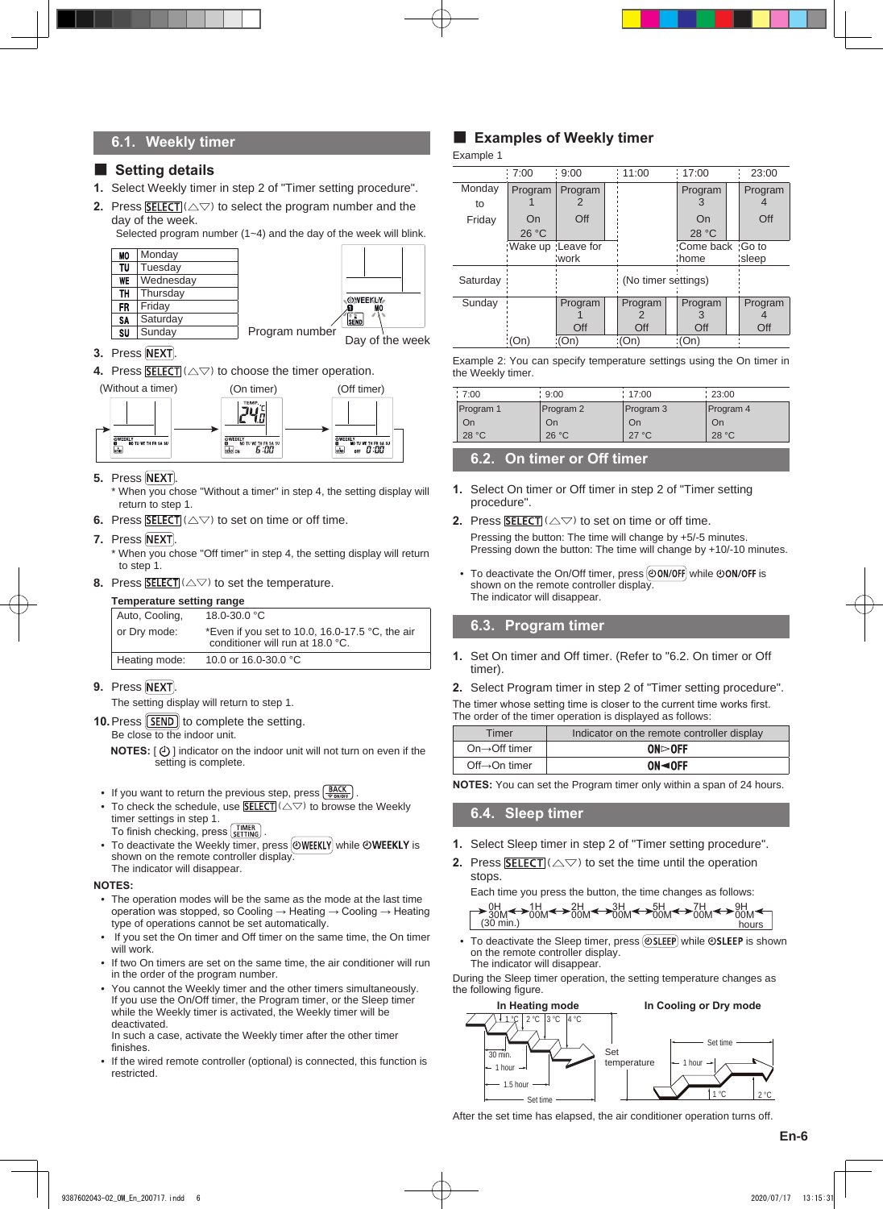## 6.1. Weekly timer

### ■ Setting details

1. Select Weekly timer in step 2 of "Timer setting procedure".
2. Press SELECT (△▽) to select the program number and the day of the week.
   Selected program number (1~4) and the day of the week will blink.

| | |
|---|---|
| MO | Monday |
| TU | Tuesday |
| WE | Wednesday |
| TH | Thursday |
| FR | Friday |
| SA | Saturday |
| SU | Sunday |

Program number    Day of the week

3. Press NEXT.
4. Press SELECT (△▽) to choose the timer operation.

(Without a timer)    (On timer)    (Off timer)

5. Press NEXT.
   * When you chose "Without a timer" in step 4, the setting display will return to step 1.
6. Press SELECT (△▽) to set on time or off time.
7. Press NEXT.
   * When you chose "Off timer" in step 4, the setting display will return to step 1.
8. Press SELECT (△▽) to set the temperature.

**Temperature setting range**

| | |
|---|---|
| Auto, Cooling, or Dry mode: | 18.0-30.0 °C<br>*Even if you set to 10.0, 16.0-17.5 °C, the air conditioner will run at 18.0 °C. |
| Heating mode: | 10.0 or 16.0-30.0 °C |

9. Press NEXT.
   The setting display will return to step 1.
10. Press SEND to complete the setting.
    Be close to the indoor unit.

**NOTES:** [ ⏻ ] indicator on the indoor unit will not turn on even if the setting is complete.

- If you want to return the previous step, press BACK.
- To check the schedule, use SELECT (△▽) to browse the Weekly timer settings in step 1.
  To finish checking, press TIMER SETTING.
- To deactivate the Weekly timer, press ⏻WEEKLY while ⏻WEEKLY is shown on the remote controller display.
  The indicator will disappear.

**NOTES:**
- The operation modes will be the same as the mode at the last time operation was stopped, so Cooling → Heating → Cooling → Heating type of operations cannot be set automatically.
- If you set the On timer and Off timer on the same time, the On timer will work.
- If two On timers are set on the same time, the air conditioner will run in the order of the program number.
- You cannot the Weekly timer and the other timers simultaneously. If you use the On/Off timer, the Program timer, or the Sleep timer while the Weekly timer is activated, the Weekly timer will be deactivated.
  In such a case, activate the Weekly timer after the other timer finishes.
- If the wired remote controller (optional) is connected, this function is restricted.

### ■ Examples of Weekly timer

Example 1

| | 7:00 | 9:00 | 11:00 | 17:00 | 23:00 |
|---|---|---|---|---|---|
| Monday to Friday | Program 1<br>On<br>26 °C<br>Wake up | Program 2<br>Off<br>Leave for work | | Program 3<br>On<br>28 °C<br>Come back home | Program 4<br>Off<br>Go to sleep |
| Saturday | | | (No timer settings) | | |
| Sunday | (On) | Program 1<br>Off<br>(On) | Program 2<br>Off<br>(On) | Program 3<br>Off<br>(On) | Program 4<br>Off |

Example 2: You can specify temperature settings using the On timer in the Weekly timer.

| 7:00 | 9:00 | 17:00 | 23:00 |
|---|---|---|---|
| Program 1<br>On<br>28 °C | Program 2<br>On<br>26 °C | Program 3<br>On<br>27 °C | Program 4<br>On<br>28 °C |

## 6.2. On timer or Off timer

1. Select On timer or Off timer in step 2 of "Timer setting procedure".
2. Press SELECT (△▽) to set on time or off time.
   Pressing the button: The time will change by +5/-5 minutes.
   Pressing down the button: The time will change by +10/-10 minutes.

- To deactivate the On/Off timer, press ⏻ON/OFF while ⏻ON/OFF is shown on the remote controller display.
  The indicator will disappear.

## 6.3. Program timer

1. Set On timer and Off timer. (Refer to "6.2. On timer or Off timer).
2. Select Program timer in step 2 of "Timer setting procedure".

The timer whose setting time is closer to the current time works first.
The order of the timer operation is displayed as follows:

| Timer | Indicator on the remote controller display |
|---|---|
| On→Off timer | ON▷OFF |
| Off→On timer | ON◀OFF |

**NOTES:** You can set the Program timer only within a span of 24 hours.

## 6.4. Sleep timer

1. Select Sleep timer in step 2 of "Timer setting procedure".
2. Press SELECT (△▽) to set the time until the operation stops.
   Each time you press the button, the time changes as follows:

0H 30M (30 min.) ↔ 1H 00M ↔ 2H 00M ↔ 3H 00M ↔ 5H 00M ↔ 7H 00M ↔ 9H 00M hours

- To deactivate the Sleep timer, press ⏻SLEEP while ⏻SLEEP is shown on the remote controller display.
  The indicator will disappear.

During the Sleep timer operation, the setting temperature changes as the following figure.

**In Heating mode**    **In Cooling or Dry mode**

1 °C, 2 °C, 3 °C, 4 °C, 30 min., 1 hour, 1.5 hour, Set time, Set temperature, Set time, 1 hour, 1 °C, 2 °C

After the set time has elapsed, the air conditioner operation turns off.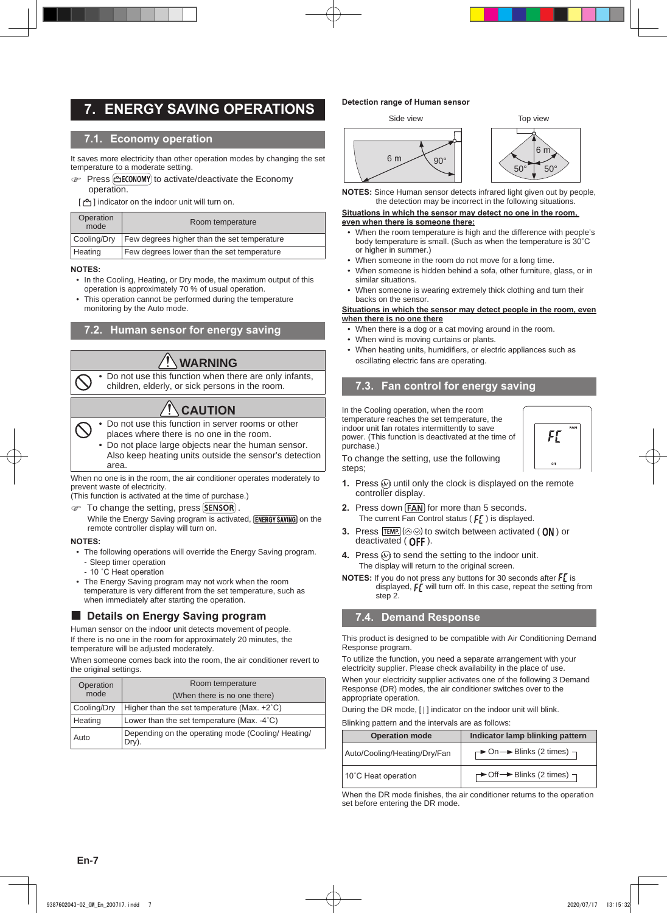# 7. ENERGY SAVING OPERATIONS

## 7.1. Economy operation

It saves more electricity than other operation modes by changing the set temperature to a moderate setting.

☞ Press [ECONOMY] to activate/deactivate the Economy operation.

[ ] indicator on the indoor unit will turn on.

| Operation mode | Room temperature |
| --- | --- |
| Cooling/Dry | Few degrees higher than the set temperature |
| Heating | Few degrees lower than the set temperature |

**NOTES:**

- In the Cooling, Heating, or Dry mode, the maximum output of this operation is approximately 70 % of usual operation.
- This operation cannot be performed during the temperature monitoring by the Auto mode.

## 7.2. Human sensor for energy saving

**⚠ WARNING**

- Do not use this function when there are only infants, children, elderly, or sick persons in the room.

**⚠ CAUTION**

- Do not use this function in server rooms or other places where there is no one in the room.
- Do not place large objects near the human sensor. Also keep heating units outside the sensor's detection area.

When no one is in the room, the air conditioner operates moderately to prevent waste of electricity.
(This function is activated at the time of purchase.)

☞ To change the setting, press [SENSOR].

While the Energy Saving program is activated, [ENERGY SAVING] on the remote controller display will turn on.

**NOTES:**

- The following operations will override the Energy Saving program.
  - Sleep timer operation
  - 10 °C Heat operation
- The Energy Saving program may not work when the room temperature is very different from the set temperature, such as when immediately after starting the operation.

### ■ Details on Energy Saving program

Human sensor on the indoor unit detects movement of people.
If there is no one in the room for approximately 20 minutes, the temperature will be adjusted moderately.

When someone comes back into the room, the air conditioner revert to the original settings.

| Operation mode | Room temperature (When there is no one there) |
| --- | --- |
| Cooling/Dry | Higher than the set temperature (Max. +2°C) |
| Heating | Lower than the set temperature (Max. -4°C) |
| Auto | Depending on the operating mode (Cooling/ Heating/ Dry). |

**Detection range of Human sensor**

Side view: 6 m, 90°
Top view: 6 m, 50°, 50°

**NOTES:** Since Human sensor detects infrared light given out by people, the detection may be incorrect in the following situations.

**Situations in which the sensor may detect no one in the room, even when there is someone there:**

- When the room temperature is high and the difference with people's body temperature is small. (Such as when the temperature is 30°C or higher in summer.)
- When someone in the room do not move for a long time.
- When someone is hidden behind a sofa, other furniture, glass, or in similar situations.
- When someone is wearing extremely thick clothing and turn their backs on the sensor.

**Situations in which the sensor may detect people in the room, even when there is no one there**

- When there is a dog or a cat moving around in the room.
- When wind is moving curtains or plants.
- When heating units, humidifiers, or electric appliances such as oscillating electric fans are operating.

## 7.3. Fan control for energy saving

In the Cooling operation, when the room temperature reaches the set temperature, the indoor unit fan rotates intermittently to save power. (This function is deactivated at the time of purchase.)

To change the setting, use the following steps;

1. Press [⏻] until only the clock is displayed on the remote controller display.
2. Press down [FAN] for more than 5 seconds.
   The current Fan Control status ( FC ) is displayed.
3. Press [TEMP.] (⌃⌄) to switch between activated ( ON ) or deactivated ( OFF ).
4. Press [⏻] to send the setting to the indoor unit.
   The display will return to the original screen.

**NOTES:** If you do not press any buttons for 30 seconds after FC is displayed, FC will turn off. In this case, repeat the setting from step 2.

## 7.4. Demand Response

This product is designed to be compatible with Air Conditioning Demand Response program.

To utilize the function, you need a separate arrangement with your electricity supplier. Please check availability in the place of use.

When your electricity supplier activates one of the following 3 Demand Response (DR) modes, the air conditioner switches over to the appropriate operation.

During the DR mode, [ | ] indicator on the indoor unit will blink.

Blinking pattern and the intervals are as follows:

| Operation mode | Indicator lamp blinking pattern |
| --- | --- |
| Auto/Cooling/Heating/Dry/Fan | → On → Blinks (2 times) ┐ |
| 10°C Heat operation | → Off → Blinks (2 times) ┐ |

When the DR mode finishes, the air conditioner returns to the operation set before entering the DR mode.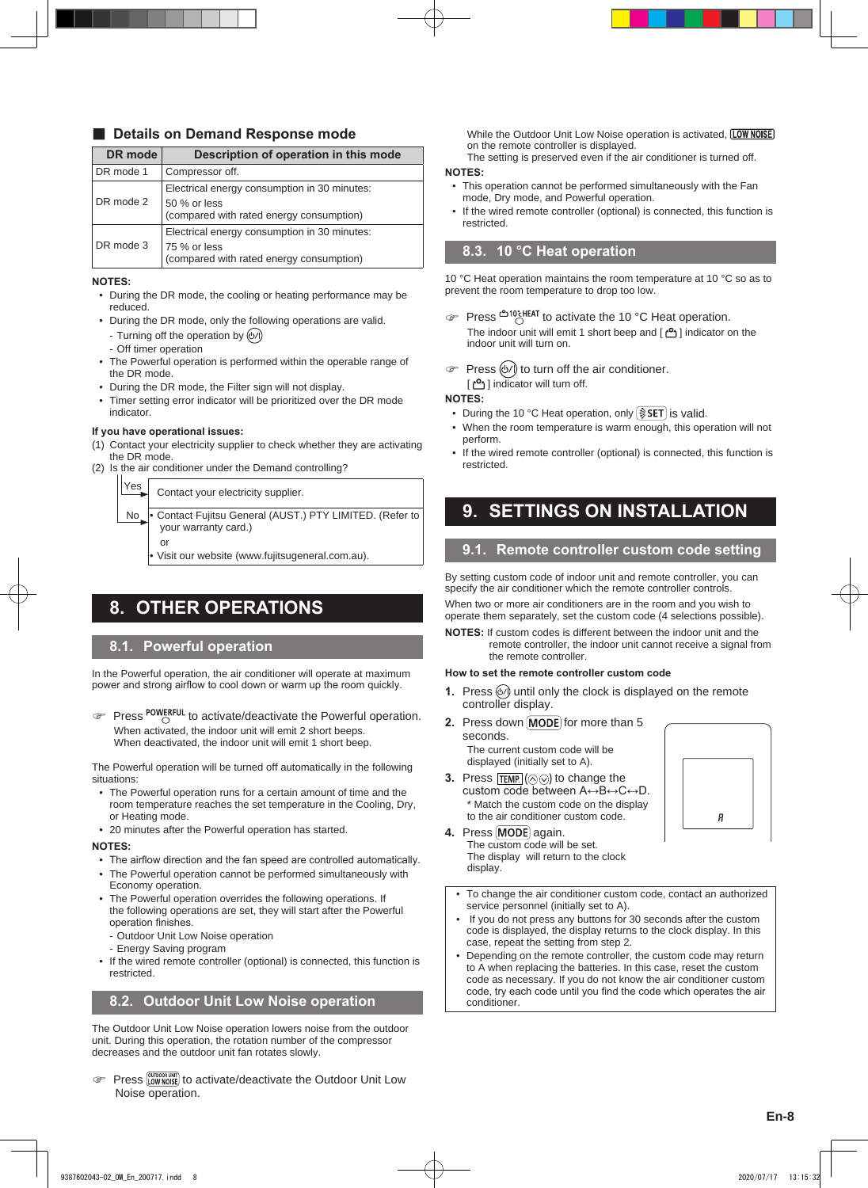## ■ Details on Demand Response mode

| DR mode | Description of operation in this mode |
|---|---|
| DR mode 1 | Compressor off. |
| DR mode 2 | Electrical energy consumption in 30 minutes: 50 % or less (compared with rated energy consumption) |
| DR mode 3 | Electrical energy consumption in 30 minutes: 75 % or less (compared with rated energy consumption) |

**NOTES:**

- During the DR mode, the cooling or heating performance may be reduced.
- During the DR mode, only the following operations are valid.
  - Turning off the operation by ⏻
  - Off timer operation
- The Powerful operation is performed within the operable range of the DR mode.
- During the DR mode, the Filter sign will not display.
- Timer setting error indicator will be prioritized over the DR mode indicator.

**If you have operational issues:**

(1) Contact your electricity supplier to check whether they are activating the DR mode.
(2) Is the air conditioner under the Demand controlling?

- Yes → Contact your electricity supplier.
- No →
  - Contact Fujitsu General (AUST.) PTY LIMITED. (Refer to your warranty card.)
  - or
  - Visit our website (www.fujitsugeneral.com.au).

# 8. OTHER OPERATIONS

## 8.1. Powerful operation

In the Powerful operation, the air conditioner will operate at maximum power and strong airflow to cool down or warm up the room quickly.

☞ Press POWERFUL to activate/deactivate the Powerful operation.
When activated, the indoor unit will emit 2 short beeps.
When deactivated, the indoor unit will emit 1 short beep.

The Powerful operation will be turned off automatically in the following situations:

- The Powerful operation runs for a certain amount of time and the room temperature reaches the set temperature in the Cooling, Dry, or Heating mode.
- 20 minutes after the Powerful operation has started.

**NOTES:**

- The airflow direction and the fan speed are controlled automatically.
- The Powerful operation cannot be performed simultaneously with Economy operation.
- The Powerful operation overrides the following operations. If the following operations are set, they will start after the Powerful operation finishes.
  - Outdoor Unit Low Noise operation
  - Energy Saving program
- If the wired remote controller (optional) is connected, this function is restricted.

## 8.2. Outdoor Unit Low Noise operation

The Outdoor Unit Low Noise operation lowers noise from the outdoor unit. During this operation, the rotation number of the compressor decreases and the outdoor unit fan rotates slowly.

☞ Press OUTDOOR UNIT LOW NOISE to activate/deactivate the Outdoor Unit Low Noise operation.

While the Outdoor Unit Low Noise operation is activated, LOW NOISE on the remote controller is displayed.
The setting is preserved even if the air conditioner is turned off.

**NOTES:**

- This operation cannot be performed simultaneously with the Fan mode, Dry mode, and Powerful operation.
- If the wired remote controller (optional) is connected, this function is restricted.

## 8.3. 10 °C Heat operation

10 °C Heat operation maintains the room temperature at 10 °C so as to prevent the room temperature to drop too low.

☞ Press 10℃HEAT to activate the 10 °C Heat operation.
The indoor unit will emit 1 short beep and [ ] indicator on the indoor unit will turn on.

☞ Press ⏻ to turn off the air conditioner.
[ ] indicator will turn off.

**NOTES:**

- During the 10 °C Heat operation, only SET is valid.
- When the room temperature is warm enough, this operation will not perform.
- If the wired remote controller (optional) is connected, this function is restricted.

# 9. SETTINGS ON INSTALLATION

## 9.1. Remote controller custom code setting

By setting custom code of indoor unit and remote controller, you can specify the air conditioner which the remote controller controls.

When two or more air conditioners are in the room and you wish to operate them separately, set the custom code (4 selections possible).

**NOTES:** If custom codes is different between the indoor unit and the remote controller, the indoor unit cannot receive a signal from the remote controller.

**How to set the remote controller custom code**

1. Press ⏻ until only the clock is displayed on the remote controller display.
2. Press down MODE for more than 5 seconds.
   The current custom code will be displayed (initially set to A).
3. Press TEMP. (⌃ ⌄) to change the custom code between A↔B↔C↔D.
   * Match the custom code on the display to the air conditioner custom code.
4. Press MODE again.
   The custom code will be set.
   The display will return to the clock display.

A

- To change the air conditioner custom code, contact an authorized service personnel (initially set to A).
- If you do not press any buttons for 30 seconds after the custom code is displayed, the display returns to the clock display. In this case, repeat the setting from step 2.
- Depending on the remote controller, the custom code may return to A when replacing the batteries. In this case, reset the custom code as necessary. If you do not know the air conditioner custom code, try each code until you find the code which operates the air conditioner.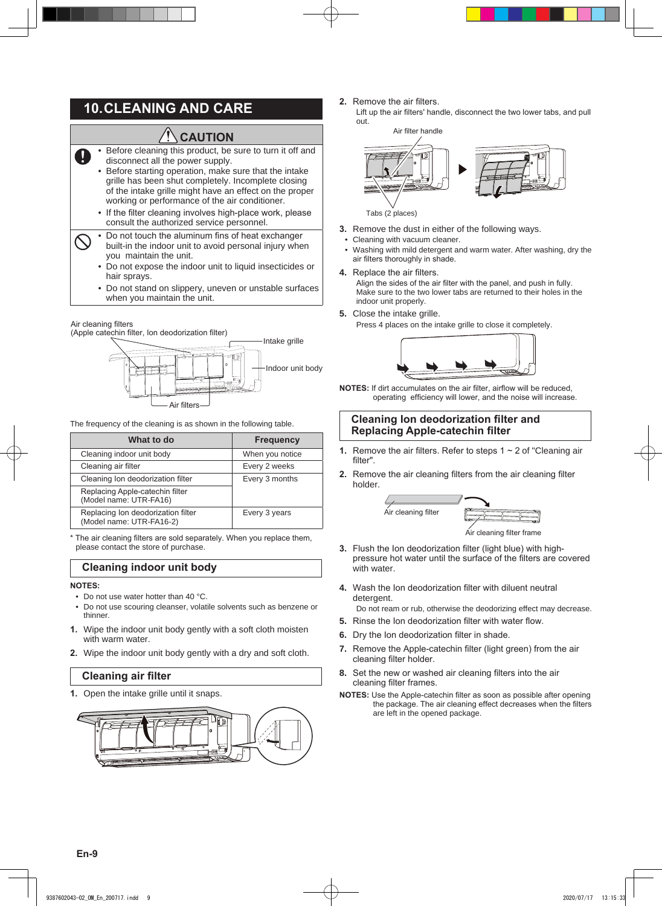# 10. CLEANING AND CARE

## ⚠ CAUTION

- Before cleaning this product, be sure to turn it off and disconnect all the power supply.
- Before starting operation, make sure that the intake grille has been shut completely. Incomplete closing of the intake grille might have an effect on the proper working or performance of the air conditioner.
- If the filter cleaning involves high-place work, please consult the authorized service personnel.

- Do not touch the aluminum fins of heat exchanger built-in the indoor unit to avoid personal injury when you maintain the unit.
- Do not expose the indoor unit to liquid insecticides or hair sprays.
- Do not stand on slippery, uneven or unstable surfaces when you maintain the unit.

Air cleaning filters (Apple catechin filter, Ion deodorization filter)

Intake grille

Indoor unit body

Air filters

The frequency of the cleaning is as shown in the following table.

| What to do | Frequency |
|---|---|
| Cleaning indoor unit body | When you notice |
| Cleaning air filter | Every 2 weeks |
| Cleaning Ion deodorization filter | Every 3 months |
| Replacing Apple-catechin filter (Model name: UTR-FA16) | |
| Replacing Ion deodorization filter (Model name: UTR-FA16-2) | Every 3 years |

* The air cleaning filters are sold separately. When you replace them, please contact the store of purchase.

### Cleaning indoor unit body

**NOTES:**

- Do not use water hotter than 40 °C.
- Do not use scouring cleanser, volatile solvents such as benzene or thinner.

1. Wipe the indoor unit body gently with a soft cloth moisten with warm water.
2. Wipe the indoor unit body gently with a dry and soft cloth.

### Cleaning air filter

1. Open the intake grille until it snaps.
2. Remove the air filters.
   Lift up the air filters' handle, disconnect the two lower tabs, and pull out.

   Air filter handle

   Tabs (2 places)
3. Remove the dust in either of the following ways.
   - Cleaning with vacuum cleaner.
   - Washing with mild detergent and warm water. After washing, dry the air filters thoroughly in shade.
4. Replace the air filters.
   Align the sides of the air filter with the panel, and push in fully. Make sure to the two lower tabs are returned to their holes in the indoor unit properly.
5. Close the intake grille.
   Press 4 places on the intake grille to close it completely.

**NOTES:** If dirt accumulates on the air filter, airflow will be reduced, operating efficiency will lower, and the noise will increase.

### Cleaning Ion deodorization filter and Replacing Apple-catechin filter

1. Remove the air filters. Refer to steps 1 ~ 2 of "Cleaning air filter".
2. Remove the air cleaning filters from the air cleaning filter holder.

   Air cleaning filter

   Air cleaning filter frame
3. Flush the Ion deodorization filter (light blue) with high-pressure hot water until the surface of the filters are covered with water.
4. Wash the Ion deodorization filter with diluent neutral detergent.
   Do not ream or rub, otherwise the deodorizing effect may decrease.
5. Rinse the Ion deodorization filter with water flow.
6. Dry the Ion deodorization filter in shade.
7. Remove the Apple-catechin filter (light green) from the air cleaning filter holder.
8. Set the new or washed air cleaning filters into the air cleaning filter frames.

**NOTES:** Use the Apple-catechin filter as soon as possible after opening the package. The air cleaning effect decreases when the filters are left in the opened package.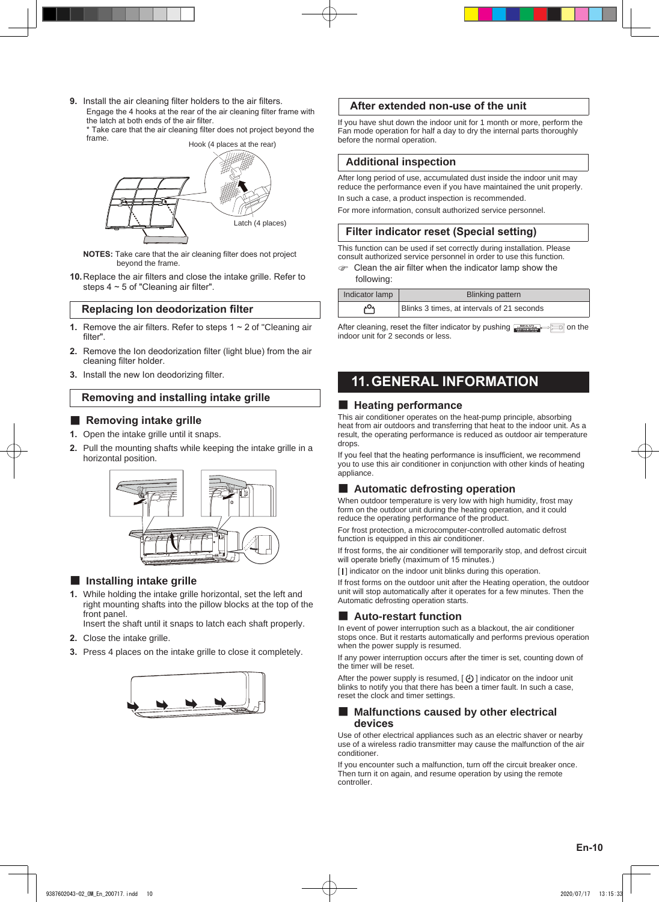9. Install the air cleaning filter holders to the air filters.
   Engage the 4 hooks at the rear of the air cleaning filter frame with the latch at both ends of the air filter.
   * Take care that the air cleaning filter does not project beyond the frame.

Hook (4 places at the rear)

Latch (4 places)

**NOTES:** Take care that the air cleaning filter does not project beyond the frame.

10. Replace the air filters and close the intake grille. Refer to steps 4 ~ 5 of "Cleaning air filter".

## Replacing Ion deodorization filter

1. Remove the air filters. Refer to steps 1 ~ 2 of "Cleaning air filter".
2. Remove the Ion deodorization filter (light blue) from the air cleaning filter holder.
3. Install the new Ion deodorizing filter.

## Removing and installing intake grille

### Removing intake grille

1. Open the intake grille until it snaps.
2. Pull the mounting shafts while keeping the intake grille in a horizontal position.

### Installing intake grille

1. While holding the intake grille horizontal, set the left and right mounting shafts into the pillow blocks at the top of the front panel.
   Insert the shaft until it snaps to latch each shaft properly.
2. Close the intake grille.
3. Press 4 places on the intake grille to close it completely.

## After extended non-use of the unit

If you have shut down the indoor unit for 1 month or more, perform the Fan mode operation for half a day to dry the internal parts thoroughly before the normal operation.

## Additional inspection

After long period of use, accumulated dust inside the indoor unit may reduce the performance even if you have maintained the unit properly.

In such a case, a product inspection is recommended.

For more information, consult authorized service personnel.

## Filter indicator reset (Special setting)

This function can be used if set correctly during installation. Please consult authorized service personnel in order to use this function.

☞ Clean the air filter when the indicator lamp show the following:

| Indicator lamp | Blinking pattern |
|---|---|
| (filter lamp) | Blinks 3 times, at intervals of 21 seconds |

After cleaning, reset the filter indicator by pushing [button] on the indoor unit for 2 seconds or less.

# 11. GENERAL INFORMATION

### Heating performance

This air conditioner operates on the heat-pump principle, absorbing heat from air outdoors and transferring that heat to the indoor unit. As a result, the operating performance is reduced as outdoor air temperature drops.

If you feel that the heating performance is insufficient, we recommend you to use this air conditioner in conjunction with other kinds of heating appliance.

### Automatic defrosting operation

When outdoor temperature is very low with high humidity, frost may form on the outdoor unit during the heating operation, and it could reduce the operating performance of the product.

For frost protection, a microcomputer-controlled automatic defrost function is equipped in this air conditioner.

If frost forms, the air conditioner will temporarily stop, and defrost circuit will operate briefly (maximum of 15 minutes.)

[ | ] indicator on the indoor unit blinks during this operation.

If frost forms on the outdoor unit after the Heating operation, the outdoor unit will stop automatically after it operates for a few minutes. Then the Automatic defrosting operation starts.

### Auto-restart function

In event of power interruption such as a blackout, the air conditioner stops once. But it restarts automatically and performs previous operation when the power supply is resumed.

If any power interruption occurs after the timer is set, counting down of the timer will be reset.

After the power supply is resumed, [ ⏻ ] indicator on the indoor unit blinks to notify you that there has been a timer fault. In such a case, reset the clock and timer settings.

### Malfunctions caused by other electrical devices

Use of other electrical appliances such as an electric shaver or nearby use of a wireless radio transmitter may cause the malfunction of the air conditioner.

If you encounter such a malfunction, turn off the circuit breaker once. Then turn it on again, and resume operation by using the remote controller.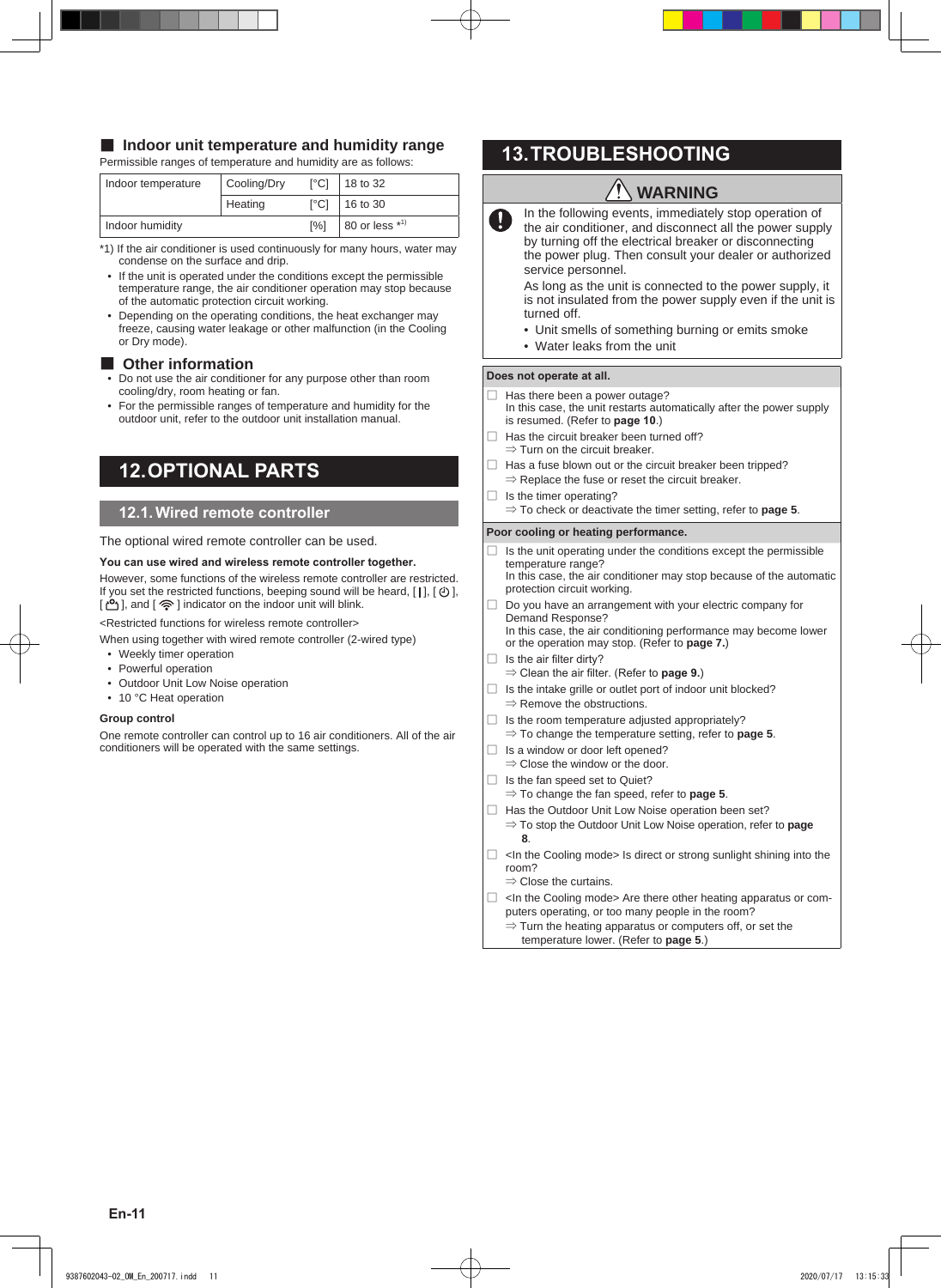## Indoor unit temperature and humidity range

Permissible ranges of temperature and humidity are as follows:

| Indoor temperature | Cooling/Dry | [°C] | 18 to 32 |
|---|---|---|---|
| | Heating | [°C] | 16 to 30 |
| Indoor humidity | | [%] | 80 or less *1) |

*1) If the air conditioner is used continuously for many hours, water may condense on the surface and drip.

- If the unit is operated under the conditions except the permissible temperature range, the air conditioner operation may stop because of the automatic protection circuit working.
- Depending on the operating conditions, the heat exchanger may freeze, causing water leakage or other malfunction (in the Cooling or Dry mode).

## Other information

- Do not use the air conditioner for any purpose other than room cooling/dry, room heating or fan.
- For the permissible ranges of temperature and humidity for the outdoor unit, refer to the outdoor unit installation manual.

# 12. OPTIONAL PARTS

## 12.1. Wired remote controller

The optional wired remote controller can be used.

**You can use wired and wireless remote controller together.**

However, some functions of the wireless remote controller are restricted. If you set the restricted functions, beeping sound will be heard, [ ], [ ], [ ], and [ ] indicator on the indoor unit will blink.

<Restricted functions for wireless remote controller>

When using together with wired remote controller (2-wired type)

- Weekly timer operation
- Powerful operation
- Outdoor Unit Low Noise operation
- 10 °C Heat operation

**Group control**

One remote controller can control up to 16 air conditioners. All of the air conditioners will be operated with the same settings.

# 13. TROUBLESHOOTING

**WARNING**

In the following events, immediately stop operation of the air conditioner, and disconnect all the power supply by turning off the electrical breaker or disconnecting the power plug. Then consult your dealer or authorized service personnel.

As long as the unit is connected to the power supply, it is not insulated from the power supply even if the unit is turned off.

- Unit smells of something burning or emits smoke
- Water leaks from the unit

**Does not operate at all.**

- ☐ Has there been a power outage?
  In this case, the unit restarts automatically after the power supply is resumed. (Refer to **page 10**.)
- ☐ Has the circuit breaker been turned off?
  ⇒ Turn on the circuit breaker.
- ☐ Has a fuse blown out or the circuit breaker been tripped?
  ⇒ Replace the fuse or reset the circuit breaker.
- ☐ Is the timer operating?
  ⇒ To check or deactivate the timer setting, refer to **page 5**.

**Poor cooling or heating performance.**

- ☐ Is the unit operating under the conditions except the permissible temperature range?
  In this case, the air conditioner may stop because of the automatic protection circuit working.
- ☐ Do you have an arrangement with your electric company for Demand Response?
  In this case, the air conditioning performance may become lower or the operation may stop. (Refer to **page 7.**)
- ☐ Is the air filter dirty?
  ⇒ Clean the air filter. (Refer to **page 9.**)
- ☐ Is the intake grille or outlet port of indoor unit blocked?
  ⇒ Remove the obstructions.
- ☐ Is the room temperature adjusted appropriately?
  ⇒ To change the temperature setting, refer to **page 5**.
- ☐ Is a window or door left opened?
  ⇒ Close the window or the door.
- ☐ Is the fan speed set to Quiet?
  ⇒ To change the fan speed, refer to **page 5**.
- ☐ Has the Outdoor Unit Low Noise operation been set?
  ⇒ To stop the Outdoor Unit Low Noise operation, refer to **page 8**.
- ☐ <In the Cooling mode> Is direct or strong sunlight shining into the room?
  ⇒ Close the curtains.
- ☐ <In the Cooling mode> Are there other heating apparatus or computers operating, or too many people in the room?
  ⇒ Turn the heating apparatus or computers off, or set the temperature lower. (Refer to **page 5**.)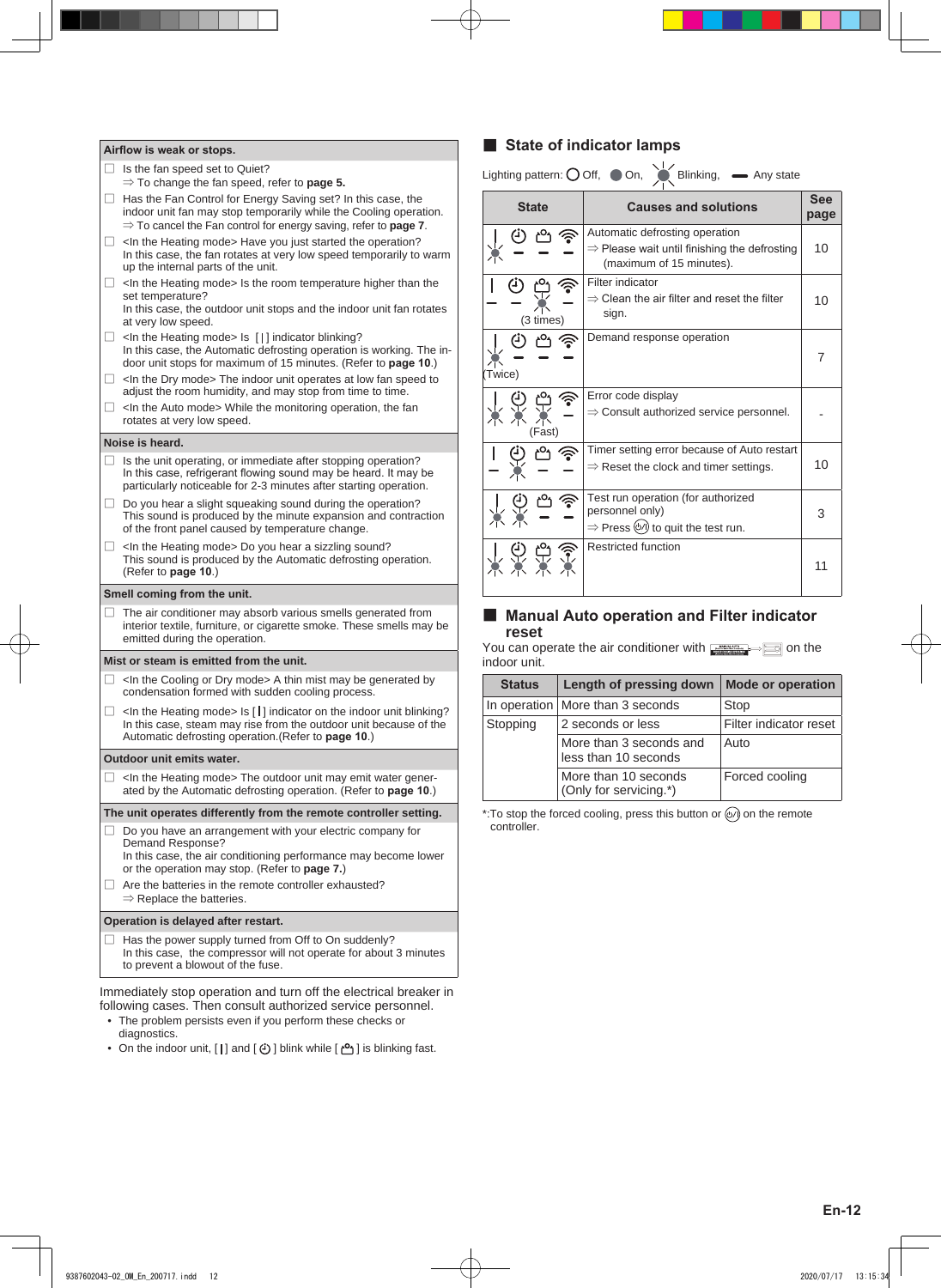| Airflow is weak or stops. |
|---|
| ☐ Is the fan speed set to Quiet?<br>⇒ To change the fan speed, refer to **page 5.** |
| ☐ Has the Fan Control for Energy Saving set? In this case, the indoor unit fan may stop temporarily while the Cooling operation.<br>⇒ To cancel the Fan control for energy saving, refer to **page 7**. |
| ☐ <In the Heating mode> Have you just started the operation? In this case, the fan rotates at very low speed temporarily to warm up the internal parts of the unit. |
| ☐ <In the Heating mode> Is the room temperature higher than the set temperature? In this case, the outdoor unit stops and the indoor unit fan rotates at very low speed. |
| ☐ <In the Heating mode> Is [ ] indicator blinking? In this case, the Automatic defrosting operation is working. The indoor unit stops for maximum of 15 minutes. (Refer to **page 10**.) |
| ☐ <In the Dry mode> The indoor unit operates at low fan speed to adjust the room humidity, and may stop from time to time. |
| ☐ <In the Auto mode> While the monitoring operation, the fan rotates at very low speed. |

| Noise is heard. |
|---|
| ☐ Is the unit operating, or immediate after stopping operation? In this case, refrigerant flowing sound may be heard. It may be particularly noticeable for 2-3 minutes after starting operation. |
| ☐ Do you hear a slight squeaking sound during the operation? This sound is produced by the minute expansion and contraction of the front panel caused by temperature change. |
| ☐ <In the Heating mode> Do you hear a sizzling sound? This sound is produced by the Automatic defrosting operation. (Refer to **page 10**.) |

| Smell coming from the unit. |
|---|
| ☐ The air conditioner may absorb various smells generated from interior textile, furniture, or cigarette smoke. These smells may be emitted during the operation. |

| Mist or steam is emitted from the unit. |
|---|
| ☐ <In the Cooling or Dry mode> A thin mist may be generated by condensation formed with sudden cooling process. |
| ☐ <In the Heating mode> Is [ ] indicator on the indoor unit blinking? In this case, steam may rise from the outdoor unit because of the Automatic defrosting operation.(Refer to **page 10**.) |

| Outdoor unit emits water. |
|---|
| ☐ <In the Heating mode> The outdoor unit may emit water generated by the Automatic defrosting operation. (Refer to **page 10**.) |

| The unit operates differently from the remote controller setting. |
|---|
| ☐ Do you have an arrangement with your electric company for Demand Response? In this case, the air conditioning performance may become lower or the operation may stop. (Refer to **page 7.**) |
| ☐ Are the batteries in the remote controller exhausted?<br>⇒ Replace the batteries. |

| Operation is delayed after restart. |
|---|
| ☐ Has the power supply turned from Off to On suddenly? In this case, the compressor will not operate for about 3 minutes to prevent a blowout of the fuse. |

Immediately stop operation and turn off the electrical breaker in following cases. Then consult authorized service personnel.

- The problem persists even if you perform these checks or diagnostics.
- On the indoor unit, [ ] and [ ] blink while [ ] is blinking fast.

## State of indicator lamps

Lighting pattern: ○ Off, ● On, Blinking, ▬ Any state

| State | Causes and solutions | See page |
|---|---|---|
| | Automatic defrosting operation<br>⇒ Please wait until finishing the defrosting (maximum of 15 minutes). | 10 |
| (3 times) | Filter indicator<br>⇒ Clean the air filter and reset the filter sign. | 10 |
| (Twice) | Demand response operation | 7 |
| (Fast) | Error code display<br>⇒ Consult authorized service personnel. | - |
| | Timer setting error because of Auto restart<br>⇒ Reset the clock and timer settings. | 10 |
| | Test run operation (for authorized personnel only)<br>⇒ Press to quit the test run. | 3 |
| | Restricted function | 11 |

## Manual Auto operation and Filter indicator reset

You can operate the air conditioner with [MANUAL AUTO] on the indoor unit.

| Status | Length of pressing down | Mode or operation |
|---|---|---|
| In operation | More than 3 seconds | Stop |
| Stopping | 2 seconds or less | Filter indicator reset |
| | More than 3 seconds and less than 10 seconds | Auto |
| | More than 10 seconds (Only for servicing.*) | Forced cooling |

*:To stop the forced cooling, press this button or on the remote controller.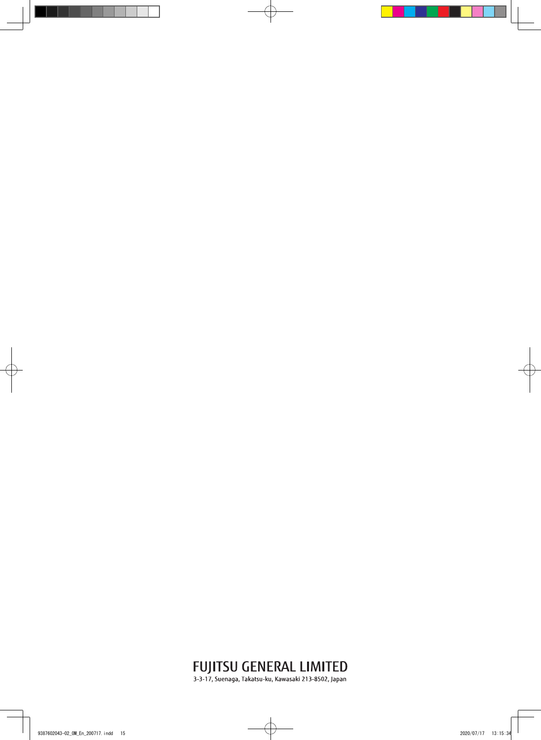**FUJITSU GENERAL LIMITED**

3-3-17, Suenaga, Takatsu-ku, Kawasaki 213-8502, Japan